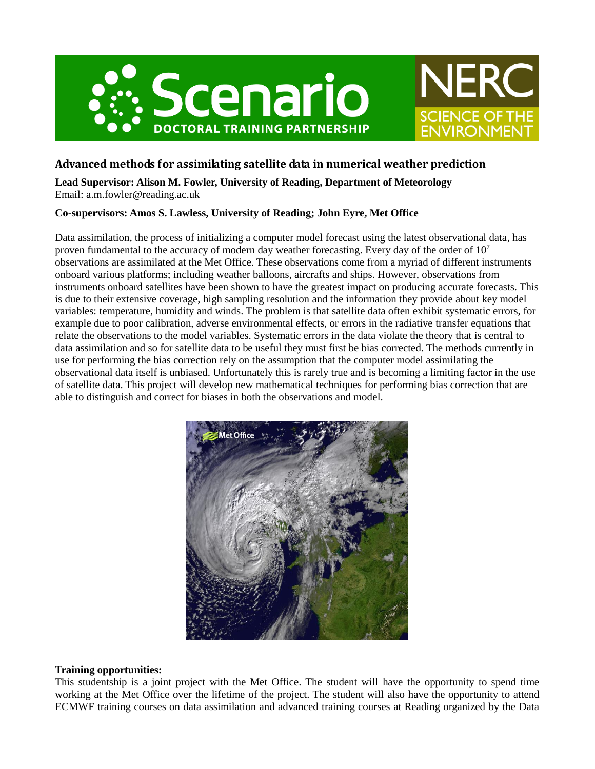## Advanced methods for assimilating satellite data in numerical weather prediction

**Lead Supervisor: Alison M. Fowler, University of Reading, Department of Meteorology**
Email: a.m.fowler@reading.ac.uk

**Co-supervisors: Amos S. Lawless, University of Reading; John Eyre, Met Office**

Data assimilation, the process of initializing a computer model forecast using the latest observational data, has proven fundamental to the accuracy of modern day weather forecasting. Every day of the order of $10^7$ observations are assimilated at the Met Office. These observations come from a myriad of different instruments onboard various platforms; including weather balloons, aircrafts and ships. However, observations from instruments onboard satellites have been shown to have the greatest impact on producing accurate forecasts. This is due to their extensive coverage, high sampling resolution and the information they provide about key model variables: temperature, humidity and winds. The problem is that satellite data often exhibit systematic errors, for example due to poor calibration, adverse environmental effects, or errors in the radiative transfer equations that relate the observations to the model variables. Systematic errors in the data violate the theory that is central to data assimilation and so for satellite data to be useful they must first be bias corrected. The methods currently in use for performing the bias correction rely on the assumption that the computer model assimilating the observational data itself is unbiased. Unfortunately this is rarely true and is becoming a limiting factor in the use of satellite data. This project will develop new mathematical techniques for performing bias correction that are able to distinguish and correct for biases in both the observations and model.

**Training opportunities:**

This studentship is a joint project with the Met Office. The student will have the opportunity to spend time working at the Met Office over the lifetime of the project. The student will also have the opportunity to attend ECMWF training courses on data assimilation and advanced training courses at Reading organized by the Data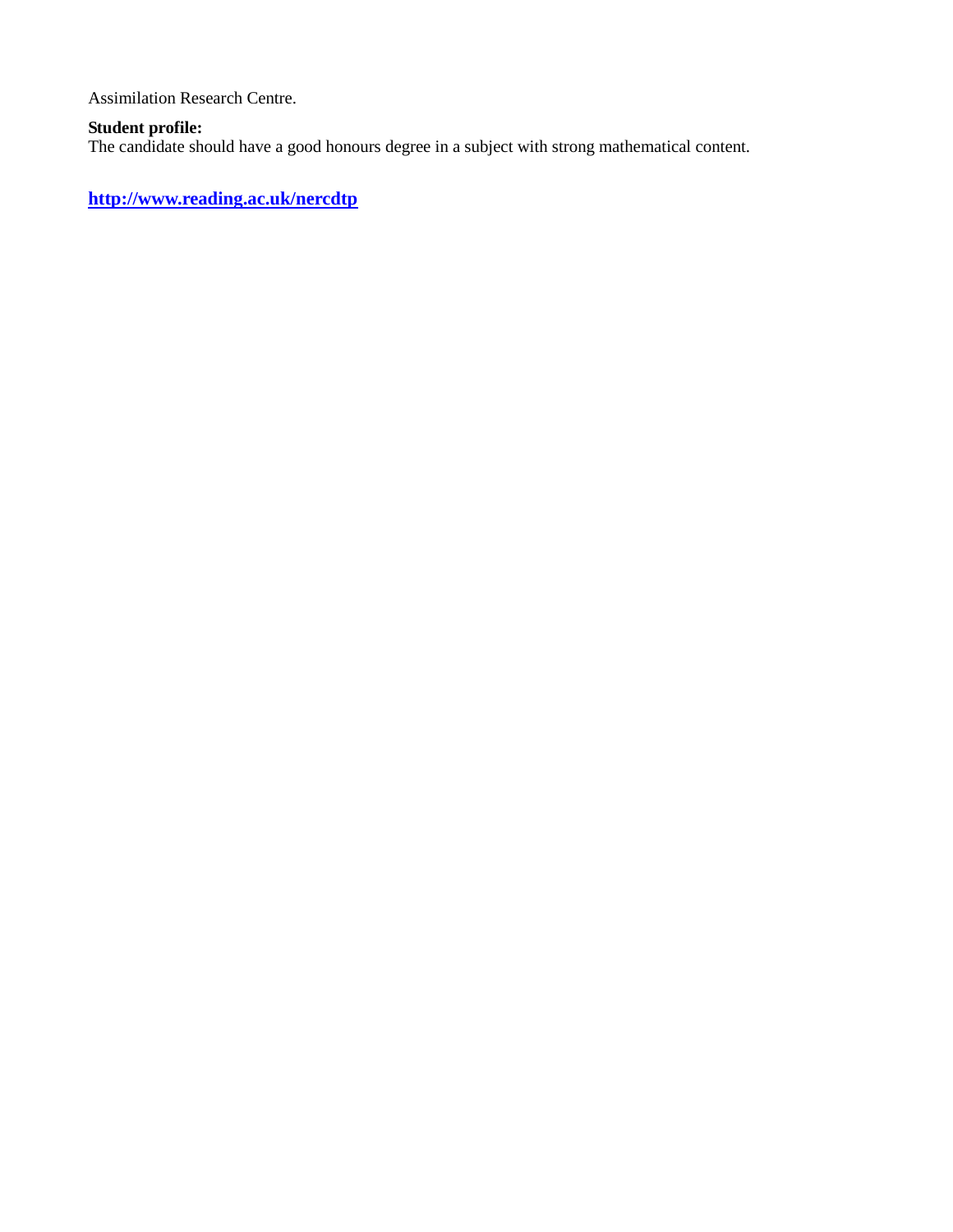Assimilation Research Centre.

**Student profile:**
The candidate should have a good honours degree in a subject with strong mathematical content.

**http://www.reading.ac.uk/nercdtp**